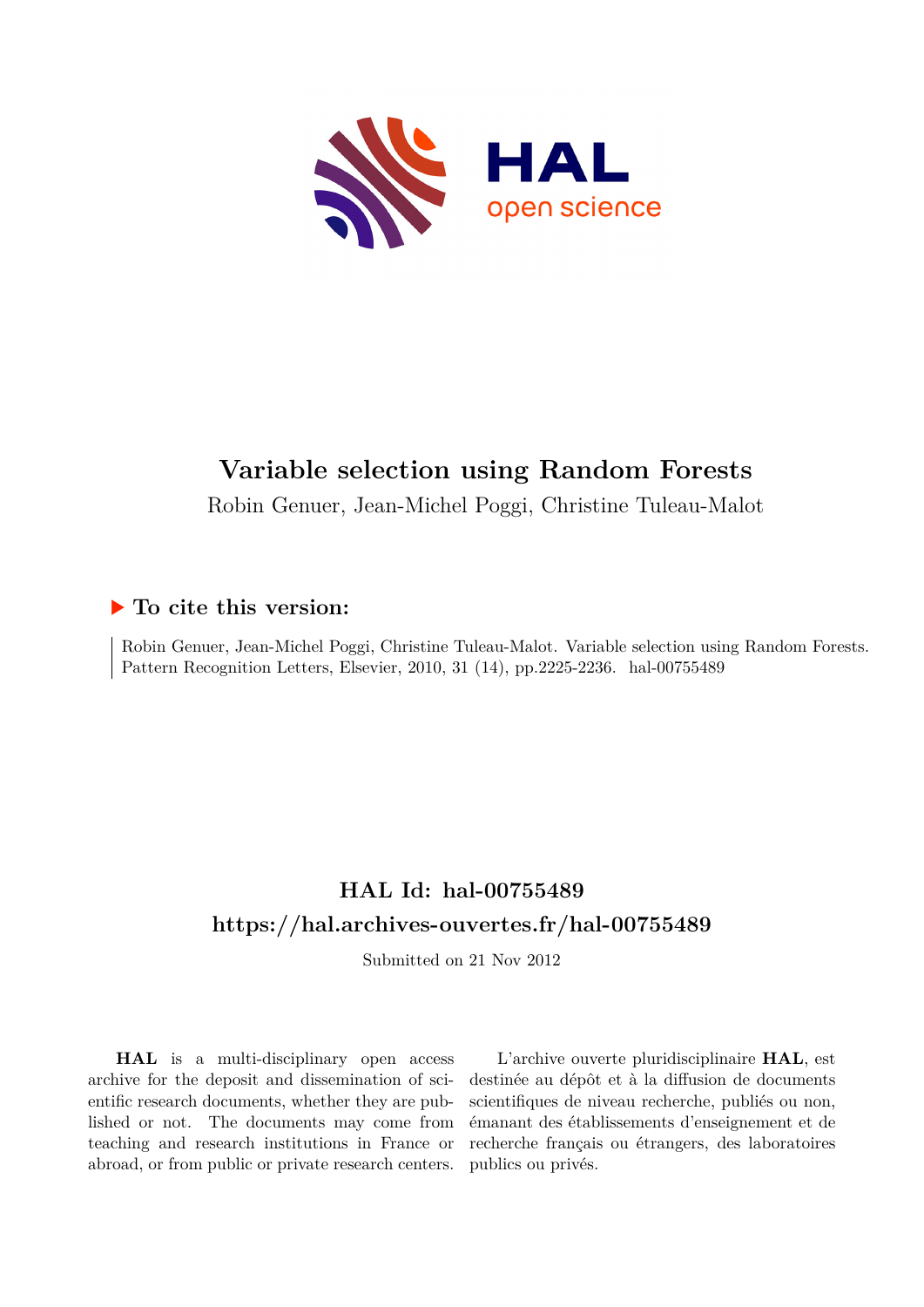# Variable selection using Random Forests

Robin Genuer, Jean-Michel Poggi, Christine Tuleau-Malot

### ▶ To cite this version:

Robin Genuer, Jean-Michel Poggi, Christine Tuleau-Malot. Variable selection using Random Forests. Pattern Recognition Letters, Elsevier, 2010, 31 (14), pp.2225-2236. hal-00755489

## HAL Id: hal-00755489

## https://hal.archives-ouvertes.fr/hal-00755489

Submitted on 21 Nov 2012

**HAL** is a multi-disciplinary open access archive for the deposit and dissemination of scientific research documents, whether they are published or not. The documents may come from teaching and research institutions in France or abroad, or from public or private research centers.

L'archive ouverte pluridisciplinaire **HAL**, est destinée au dépôt et à la diffusion de documents scientifiques de niveau recherche, publiés ou non, émanant des établissements d'enseignement et de recherche français ou étrangers, des laboratoires publics ou privés.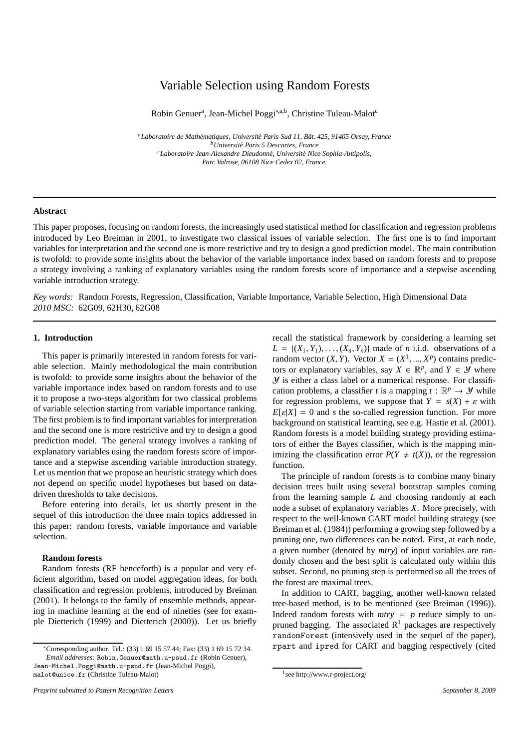# Variable Selection using Random Forests

Robin Genuer[a], Jean-Michel Poggi[*,a,b], Christine Tuleau-Malot[c]

[a]*Laboratoire de Mathématiques, Université Paris-Sud 11, Bât. 425, 91405 Orsay, France*
[b]*Université Paris 5 Descartes, France*
[c]*Laboratoire Jean-Alexandre Dieudonné, Université Nice Sophia-Antipolis, Parc Valrose, 06108 Nice Cedex 02, France.*

---

**Abstract**

This paper proposes, focusing on random forests, the increasingly used statistical method for classification and regression problems introduced by Leo Breiman in 2001, to investigate two classical issues of variable selection. The first one is to find important variables for interpretation and the second one is more restrictive and try to design a good prediction model. The main contribution is twofold: to provide some insights about the behavior of the variable importance index based on random forests and to propose a strategy involving a ranking of explanatory variables using the random forests score of importance and a stepwise ascending variable introduction strategy.

*Key words:* Random Forests, Regression, Classification, Variable Importance, Variable Selection, High Dimensional Data
*2010 MSC:* 62G09, 62H30, 62G08

---

## 1. Introduction

This paper is primarily interested in random forests for variable selection. Mainly methodological the main contribution is twofold: to provide some insights about the behavior of the variable importance index based on random forests and to use it to propose a two-steps algorithm for two classical problems of variable selection starting from variable importance ranking. The first problem is to find important variables for interpretation and the second one is more restrictive and try to design a good prediction model. The general strategy involves a ranking of explanatory variables using the random forests score of importance and a stepwise ascending variable introduction strategy. Let us mention that we propose an heuristic strategy which does not depend on specific model hypotheses but based on data-driven thresholds to take decisions.

Before entering into details, let us shortly present in the sequel of this introduction the three main topics addressed in this paper: random forests, variable importance and variable selection.

**Random forests**

Random forests (RF henceforth) is a popular and very efficient algorithm, based on model aggregation ideas, for both classification and regression problems, introduced by Breiman (2001). It belongs to the family of ensemble methods, appearing in machine learning at the end of nineties (see for example Dietterich (1999) and Dietterich (2000)). Let us briefly recall the statistical framework by considering a learning set $L = \{(X_1, Y_1), \ldots, (X_n, Y_n)\}$ made of $n$ i.i.d. observations of a random vector $(X, Y)$. Vector $X = (X^1, ..., X^p)$ contains predictors or explanatory variables, say $X \in \mathbb{R}^p$, and $Y \in \mathcal{Y}$ where $\mathcal{Y}$ is either a class label or a numerical response. For classification problems, a classifier $t$ is a mapping $t : \mathbb{R}^p \to \mathcal{Y}$ while for regression problems, we suppose that $Y = s(X) + \varepsilon$ with $E[\varepsilon|X] = 0$ and $s$ the so-called regression function. For more background on statistical learning, see e.g. Hastie et al. (2001). Random forests is a model building strategy providing estimators of either the Bayes classifier, which is the mapping minimizing the classification error $P(Y \neq t(X))$, or the regression function.

The principle of random forests is to combine many binary decision trees built using several bootstrap samples coming from the learning sample $L$ and choosing randomly at each node a subset of explanatory variables $X$. More precisely, with respect to the well-known CART model building strategy (see Breiman et al. (1984)) performing a growing step followed by a pruning one, two differences can be noted. First, at each node, a given number (denoted by *mtry*) of input variables are randomly chosen and the best split is calculated only within this subset. Second, no pruning step is performed so all the trees of the forest are maximal trees.

In addition to CART, bagging, another well-known related tree-based method, is to be mentioned (see Breiman (1996)). Indeed random forests with $mtry = p$ reduce simply to unpruned bagging. The associated R[1] packages are respectively `randomForest` (intensively used in the sequel of the paper), `rpart` and `ipred` for CART and bagging respectively (cited

---

[*]Corresponding author. Tel.: (33) 1 69 15 57 44; Fax: (33) 1 69 15 72 34.
*Email addresses:* `Robin.Genuer@math.u-psud.fr` (Robin Genuer), `Jean-Michel.Poggi@math.u-psud.fr` (Jean-Michel Poggi), `malot@unice.fr` (Christine Tuleau-Malot)

[1]see http://www.r-project.org/

*Preprint submitted to Pattern Recognition Letters* September 8, 2009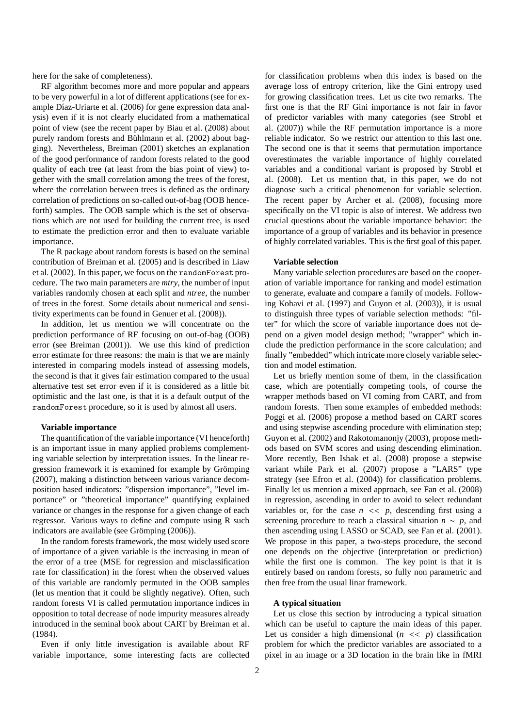here for the sake of completeness).

RF algorithm becomes more and more popular and appears to be very powerful in a lot of different applications (see for example Díaz-Uriarte et al. (2006) for gene expression data analysis) even if it is not clearly elucidated from a mathematical point of view (see the recent paper by Biau et al. (2008) about purely random forests and Bühlmann et al. (2002) about bagging). Nevertheless, Breiman (2001) sketches an explanation of the good performance of random forests related to the good quality of each tree (at least from the bias point of view) together with the small correlation among the trees of the forest, where the correlation between trees is defined as the ordinary correlation of predictions on so-called out-of-bag (OOB henceforth) samples. The OOB sample which is the set of observations which are not used for building the current tree, is used to estimate the prediction error and then to evaluate variable importance.

The R package about random forests is based on the seminal contribution of Breiman et al. (2005) and is described in Liaw et al. (2002). In this paper, we focus on the `randomForest` procedure. The two main parameters are *mtry*, the number of input variables randomly chosen at each split and *ntree*, the number of trees in the forest. Some details about numerical and sensitivity experiments can be found in Genuer et al. (2008)).

In addition, let us mention we will concentrate on the prediction performance of RF focusing on out-of-bag (OOB) error (see Breiman (2001)). We use this kind of prediction error estimate for three reasons: the main is that we are mainly interested in comparing models instead of assessing models, the second is that it gives fair estimation compared to the usual alternative test set error even if it is considered as a little bit optimistic and the last one, is that it is a default output of the `randomForest` procedure, so it is used by almost all users.

**Variable importance**

The quantification of the variable importance (VI henceforth) is an important issue in many applied problems complementing variable selection by interpretation issues. In the linear regression framework it is examined for example by Grömping (2007), making a distinction between various variance decomposition based indicators: "dispersion importance", "level importance" or "theoretical importance" quantifying explained variance or changes in the response for a given change of each regressor. Various ways to define and compute using R such indicators are available (see Grömping (2006)).

In the random forests framework, the most widely used score of importance of a given variable is the increasing in mean of the error of a tree (MSE for regression and misclassification rate for classification) in the forest when the observed values of this variable are randomly permuted in the OOB samples (let us mention that it could be slightly negative). Often, such random forests VI is called permutation importance indices in opposition to total decrease of node impurity measures already introduced in the seminal book about CART by Breiman et al. (1984).

Even if only little investigation is available about RF variable importance, some interesting facts are collected for classification problems when this index is based on the average loss of entropy criterion, like the Gini entropy used for growing classification trees. Let us cite two remarks. The first one is that the RF Gini importance is not fair in favor of predictor variables with many categories (see Strobl et al. (2007)) while the RF permutation importance is a more reliable indicator. So we restrict our attention to this last one. The second one is that it seems that permutation importance overestimates the variable importance of highly correlated variables and a conditional variant is proposed by Strobl et al. (2008). Let us mention that, in this paper, we do not diagnose such a critical phenomenon for variable selection. The recent paper by Archer et al. (2008), focusing more specifically on the VI topic is also of interest. We address two crucial questions about the variable importance behavior: the importance of a group of variables and its behavior in presence of highly correlated variables. This is the first goal of this paper.

**Variable selection**

Many variable selection procedures are based on the cooperation of variable importance for ranking and model estimation to generate, evaluate and compare a family of models. Following Kohavi et al. (1997) and Guyon et al. (2003)), it is usual to distinguish three types of variable selection methods: "filter" for which the score of variable importance does not depend on a given model design method; "wrapper" which include the prediction performance in the score calculation; and finally "embedded" which intricate more closely variable selection and model estimation.

Let us briefly mention some of them, in the classification case, which are potentially competing tools, of course the wrapper methods based on VI coming from CART, and from random forests. Then some examples of embedded methods: Poggi et al. (2006) propose a method based on CART scores and using stepwise ascending procedure with elimination step; Guyon et al. (2002) and Rakotomanonjy (2003), propose methods based on SVM scores and using descending elimination. More recently, Ben Ishak et al. (2008) propose a stepwise variant while Park et al. (2007) propose a "LARS" type strategy (see Efron et al. (2004)) for classification problems. Finally let us mention a mixed approach, see Fan et al. (2008) in regression, ascending in order to avoid to select redundant variables or, for the case $n << p$, descending first using a screening procedure to reach a classical situation $n \sim p$, and then ascending using LASSO or SCAD, see Fan et al. (2001). We propose in this paper, a two-steps procedure, the second one depends on the objective (interpretation or prediction) while the first one is common. The key point is that it is entirely based on random forests, so fully non parametric and then free from the usual linar framework.

**A typical situation**

Let us close this section by introducing a typical situation which can be useful to capture the main ideas of this paper. Let us consider a high dimensional ($n << p$) classification problem for which the predictor variables are associated to a pixel in an image or a 3D location in the brain like in fMRI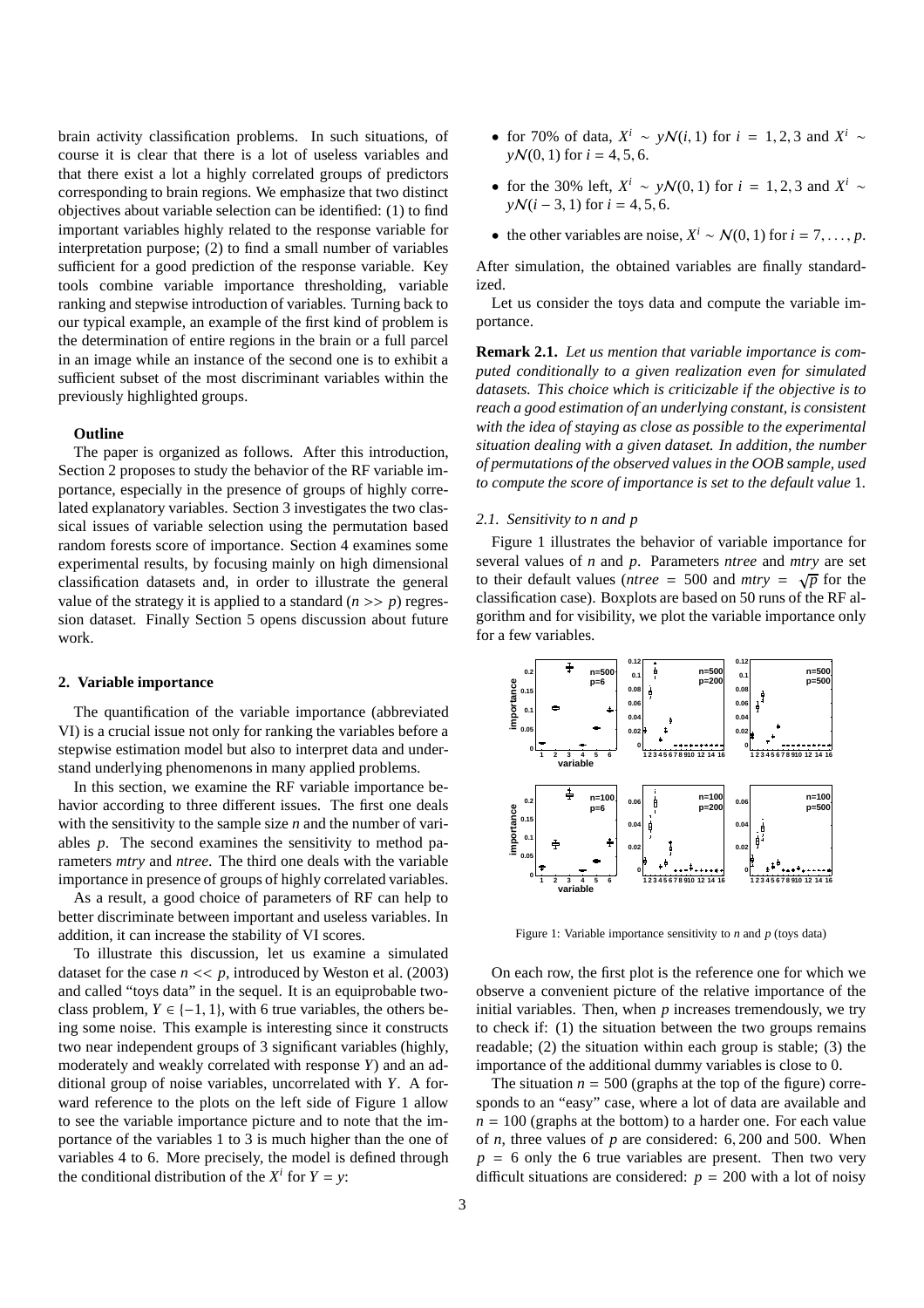brain activity classification problems. In such situations, of course it is clear that there is a lot of useless variables and that there exist a lot a highly correlated groups of predictors corresponding to brain regions. We emphasize that two distinct objectives about variable selection can be identified: (1) to find important variables highly related to the response variable for interpretation purpose; (2) to find a small number of variables sufficient for a good prediction of the response variable. Key tools combine variable importance thresholding, variable ranking and stepwise introduction of variables. Turning back to our typical example, an example of the first kind of problem is the determination of entire regions in the brain or a full parcel in an image while an instance of the second one is to exhibit a sufficient subset of the most discriminant variables within the previously highlighted groups.

**Outline**

The paper is organized as follows. After this introduction, Section 2 proposes to study the behavior of the RF variable importance, especially in the presence of groups of highly correlated explanatory variables. Section 3 investigates the two classical issues of variable selection using the permutation based random forests score of importance. Section 4 examines some experimental results, by focusing mainly on high dimensional classification datasets and, in order to illustrate the general value of the strategy it is applied to a standard ($n >> p$) regression dataset. Finally Section 5 opens discussion about future work.

## 2. Variable importance

The quantification of the variable importance (abbreviated VI) is a crucial issue not only for ranking the variables before a stepwise estimation model but also to interpret data and understand underlying phenomenons in many applied problems.

In this section, we examine the RF variable importance behavior according to three different issues. The first one deals with the sensitivity to the sample size $n$ and the number of variables $p$. The second examines the sensitivity to method parameters *mtry* and *ntree*. The third one deals with the variable importance in presence of groups of highly correlated variables.

As a result, a good choice of parameters of RF can help to better discriminate between important and useless variables. In addition, it can increase the stability of VI scores.

To illustrate this discussion, let us examine a simulated dataset for the case $n << p$, introduced by Weston et al. (2003) and called "toys data" in the sequel. It is an equiprobable two-class problem, $Y \in \{-1, 1\}$, with 6 true variables, the others being some noise. This example is interesting since it constructs two near independent groups of 3 significant variables (highly, moderately and weakly correlated with response $Y$) and an additional group of noise variables, uncorrelated with $Y$. A forward reference to the plots on the left side of Figure 1 allow to see the variable importance picture and to note that the importance of the variables 1 to 3 is much higher than the one of variables 4 to 6. More precisely, the model is defined through the conditional distribution of the $X^i$ for $Y = y$:

- for 70% of data, $X^i \sim y\mathcal{N}(i, 1)$ for $i = 1, 2, 3$ and $X^i \sim y\mathcal{N}(0, 1)$ for $i = 4, 5, 6$.
- for the 30% left, $X^i \sim y\mathcal{N}(0, 1)$ for $i = 1, 2, 3$ and $X^i \sim y\mathcal{N}(i - 3, 1)$ for $i = 4, 5, 6$.
- the other variables are noise, $X^i \sim \mathcal{N}(0, 1)$ for $i = 7, \ldots, p$.

After simulation, the obtained variables are finally standardized.

Let us consider the toys data and compute the variable importance.

**Remark 2.1.** *Let us mention that variable importance is computed conditionally to a given realization even for simulated datasets. This choice which is criticizable if the objective is to reach a good estimation of an underlying constant, is consistent with the idea of staying as close as possible to the experimental situation dealing with a given dataset. In addition, the number of permutations of the observed values in the OOB sample, used to compute the score of importance is set to the default value* 1*.*

### 2.1. Sensitivity to n and p

Figure 1 illustrates the behavior of variable importance for several values of $n$ and $p$. Parameters *ntree* and *mtry* are set to their default values (*ntree* $= 500$ and *mtry* $= \sqrt{p}$ for the classification case). Boxplots are based on 50 runs of the RF algorithm and for visibility, we plot the variable importance only for a few variables.

Figure 1: Variable importance sensitivity to $n$ and $p$ (toys data)

On each row, the first plot is the reference one for which we observe a convenient picture of the relative importance of the initial variables. Then, when $p$ increases tremendously, we try to check if: (1) the situation between the two groups remains readable; (2) the situation within each group is stable; (3) the importance of the additional dummy variables is close to 0.

The situation $n = 500$ (graphs at the top of the figure) corresponds to an "easy" case, where a lot of data are available and $n = 100$ (graphs at the bottom) to a harder one. For each value of $n$, three values of $p$ are considered: 6, 200 and 500. When $p = 6$ only the 6 true variables are present. Then two very difficult situations are considered: $p = 200$ with a lot of noisy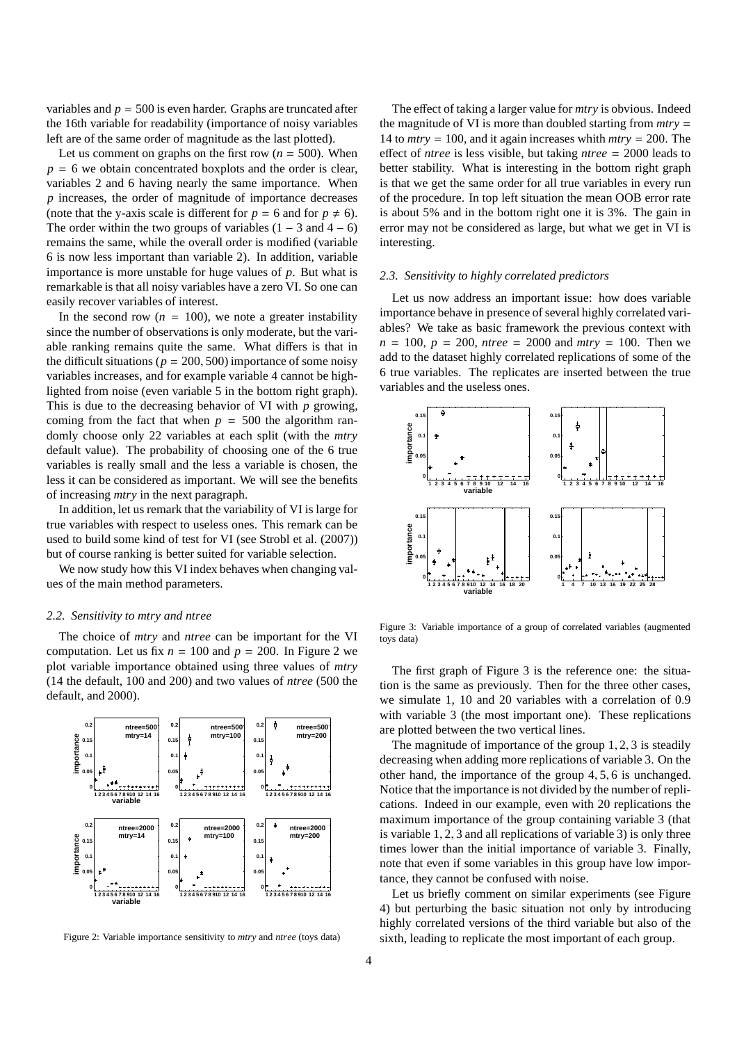variables and $p = 500$ is even harder. Graphs are truncated after the 16th variable for readability (importance of noisy variables left are of the same order of magnitude as the last plotted).

Let us comment on graphs on the first row ($n = 500$). When $p = 6$ we obtain concentrated boxplots and the order is clear, variables 2 and 6 having nearly the same importance. When $p$ increases, the order of magnitude of importance decreases (note that the y-axis scale is different for $p = 6$ and for $p \neq 6$). The order within the two groups of variables ($1-3$ and $4-6$) remains the same, while the overall order is modified (variable 6 is now less important than variable 2). In addition, variable importance is more unstable for huge values of $p$. But what is remarkable is that all noisy variables have a zero VI. So one can easily recover variables of interest.

In the second row ($n = 100$), we note a greater instability since the number of observations is only moderate, but the variable ranking remains quite the same. What differs is that in the difficult situations ($p = 200, 500$) importance of some noisy variables increases, and for example variable 4 cannot be highlighted from noise (even variable 5 in the bottom right graph). This is due to the decreasing behavior of VI with $p$ growing, coming from the fact that when $p = 500$ the algorithm randomly choose only 22 variables at each split (with the *mtry* default value). The probability of choosing one of the 6 true variables is really small and the less a variable is chosen, the less it can be considered as important. We will see the benefits of increasing *mtry* in the next paragraph.

In addition, let us remark that the variability of VI is large for true variables with respect to useless ones. This remark can be used to build some kind of test for VI (see Strobl et al. (2007)) but of course ranking is better suited for variable selection.

We now study how this VI index behaves when changing values of the main method parameters.

### 2.2. Sensitivity to mtry and ntree

The choice of *mtry* and *ntree* can be important for the VI computation. Let us fix $n = 100$ and $p = 200$. In Figure 2 we plot variable importance obtained using three values of *mtry* (14 the default, 100 and 200) and two values of *ntree* (500 the default, and 2000).

Figure 2: Variable importance sensitivity to *mtry* and *ntree* (toys data)

The effect of taking a larger value for *mtry* is obvious. Indeed the magnitude of VI is more than doubled starting from $mtry = 14$ to $mtry = 100$, and it again increases whith $mtry = 200$. The effect of *ntree* is less visible, but taking $ntree = 2000$ leads to better stability. What is interesting in the bottom right graph is that we get the same order for all true variables in every run of the procedure. In top left situation the mean OOB error rate is about 5% and in the bottom right one it is 3%. The gain in error may not be considered as large, but what we get in VI is interesting.

### 2.3. Sensitivity to highly correlated predictors

Let us now address an important issue: how does variable importance behave in presence of several highly correlated variables? We take as basic framework the previous context with $n = 100$, $p = 200$, $ntree = 2000$ and $mtry = 100$. Then we add to the dataset highly correlated replications of some of the 6 true variables. The replicates are inserted between the true variables and the useless ones.

Figure 3: Variable importance of a group of correlated variables (augmented toys data)

The first graph of Figure 3 is the reference one: the situation is the same as previously. Then for the three other cases, we simulate 1, 10 and 20 variables with a correlation of 0.9 with variable 3 (the most important one). These replications are plotted between the two vertical lines.

The magnitude of importance of the group $1, 2, 3$ is steadily decreasing when adding more replications of variable 3. On the other hand, the importance of the group $4, 5, 6$ is unchanged. Notice that the importance is not divided by the number of replications. Indeed in our example, even with 20 replications the maximum importance of the group containing variable 3 (that is variable $1, 2, 3$ and all replications of variable 3) is only three times lower than the initial importance of variable 3. Finally, note that even if some variables in this group have low importance, they cannot be confused with noise.

Let us briefly comment on similar experiments (see Figure 4) but perturbing the basic situation not only by introducing highly correlated versions of the third variable but also of the sixth, leading to replicate the most important of each group.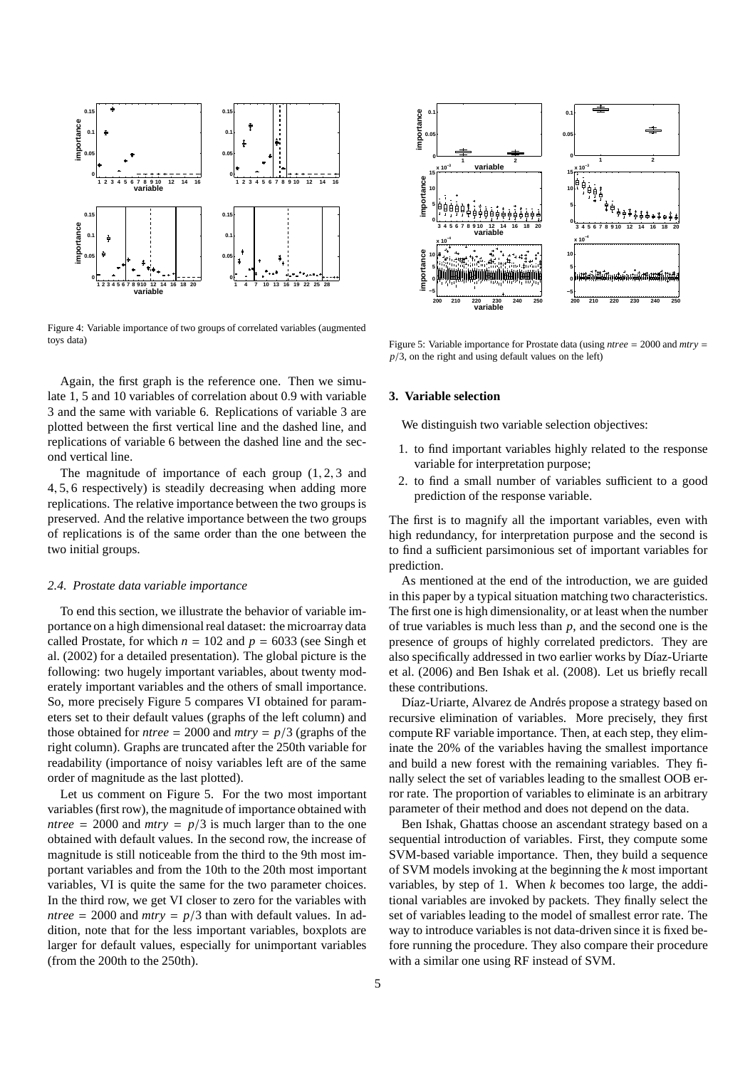Figure 4: Variable importance of two groups of correlated variables (augmented toys data)

Again, the first graph is the reference one. Then we simulate 1, 5 and 10 variables of correlation about 0.9 with variable 3 and the same with variable 6. Replications of variable 3 are plotted between the first vertical line and the dashed line, and replications of variable 6 between the dashed line and the second vertical line.

The magnitude of importance of each group $(1, 2, 3$ and $4, 5, 6$ respectively) is steadily decreasing when adding more replications. The relative importance between the two groups is preserved. And the relative importance between the two groups of replications is of the same order than the one between the two initial groups.

### 2.4. Prostate data variable importance

To end this section, we illustrate the behavior of variable importance on a high dimensional real dataset: the microarray data called Prostate, for which $n = 102$ and $p = 6033$ (see Singh et al. (2002) for a detailed presentation). The global picture is the following: two hugely important variables, about twenty moderately important variables and the others of small importance. So, more precisely Figure 5 compares VI obtained for parameters set to their default values (graphs of the left column) and those obtained for $ntree = 2000$ and $mtry = p/3$ (graphs of the right column). Graphs are truncated after the 250th variable for readability (importance of noisy variables left are of the same order of magnitude as the last plotted).

Let us comment on Figure 5. For the two most important variables (first row), the magnitude of importance obtained with $ntree = 2000$ and $mtry = p/3$ is much larger than to the one obtained with default values. In the second row, the increase of magnitude is still noticeable from the third to the 9th most important variables and from the 10th to the 20th most important variables, VI is quite the same for the two parameter choices. In the third row, we get VI closer to zero for the variables with $ntree = 2000$ and $mtry = p/3$ than with default values. In addition, note that for the less important variables, boxplots are larger for default values, especially for unimportant variables (from the 200th to the 250th).

Figure 5: Variable importance for Prostate data (using $ntree = 2000$ and $mtry = p/3$, on the right and using default values on the left)

## 3. Variable selection

We distinguish two variable selection objectives:

1. to find important variables highly related to the response variable for interpretation purpose;
2. to find a small number of variables sufficient to a good prediction of the response variable.

The first is to magnify all the important variables, even with high redundancy, for interpretation purpose and the second is to find a sufficient parsimonious set of important variables for prediction.

As mentioned at the end of the introduction, we are guided in this paper by a typical situation matching two characteristics. The first one is high dimensionality, or at least when the number of true variables is much less than $p$, and the second one is the presence of groups of highly correlated predictors. They are also specifically addressed in two earlier works by Díaz-Uriarte et al. (2006) and Ben Ishak et al. (2008). Let us briefly recall these contributions.

Díaz-Uriarte, Alvarez de Andrés propose a strategy based on recursive elimination of variables. More precisely, they first compute RF variable importance. Then, at each step, they eliminate the 20% of the variables having the smallest importance and build a new forest with the remaining variables. They finally select the set of variables leading to the smallest OOB error rate. The proportion of variables to eliminate is an arbitrary parameter of their method and does not depend on the data.

Ben Ishak, Ghattas choose an ascendant strategy based on a sequential introduction of variables. First, they compute some SVM-based variable importance. Then, they build a sequence of SVM models invoking at the beginning the $k$ most important variables, by step of 1. When $k$ becomes too large, the additional variables are invoked by packets. They finally select the set of variables leading to the model of smallest error rate. The way to introduce variables is not data-driven since it is fixed before running the procedure. They also compare their procedure with a similar one using RF instead of SVM.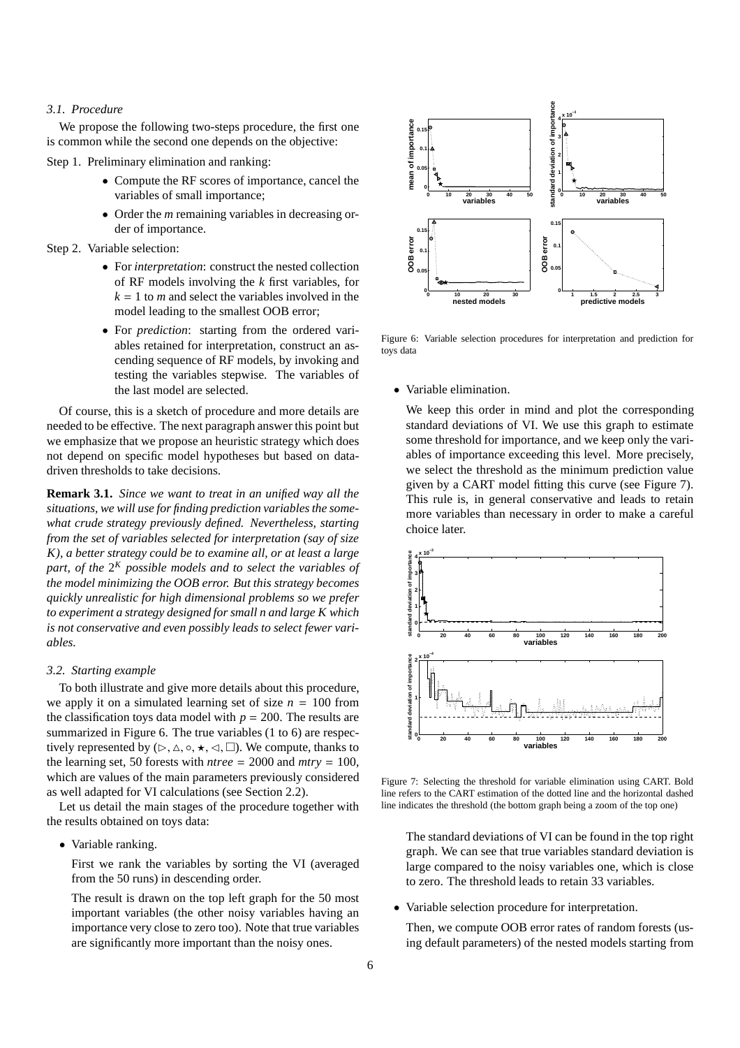### 3.1. Procedure

We propose the following two-steps procedure, the first one is common while the second one depends on the objective:

Step 1. Preliminary elimination and ranking:

- Compute the RF scores of importance, cancel the variables of small importance;
- Order the $m$ remaining variables in decreasing order of importance.

Step 2. Variable selection:

- For *interpretation*: construct the nested collection of RF models involving the $k$ first variables, for $k = 1$ to $m$ and select the variables involved in the model leading to the smallest OOB error;
- For *prediction*: starting from the ordered variables retained for interpretation, construct an ascending sequence of RF models, by invoking and testing the variables stepwise. The variables of the last model are selected.

Of course, this is a sketch of procedure and more details are needed to be effective. The next paragraph answer this point but we emphasize that we propose an heuristic strategy which does not depend on specific model hypotheses but based on data-driven thresholds to take decisions.

**Remark 3.1.** *Since we want to treat in an unified way all the situations, we will use for finding prediction variables the somewhat crude strategy previously defined. Nevertheless, starting from the set of variables selected for interpretation (say of size K), a better strategy could be to examine all, or at least a large part, of the $2^K$ possible models and to select the variables of the model minimizing the OOB error. But this strategy becomes quickly unrealistic for high dimensional problems so we prefer to experiment a strategy designed for small n and large K which is not conservative and even possibly leads to select fewer variables.*

### 3.2. Starting example

To both illustrate and give more details about this procedure, we apply it on a simulated learning set of size $n = 100$ from the classification toys data model with $p = 200$. The results are summarized in Figure 6. The true variables (1 to 6) are respectively represented by ($\triangleright, \triangle, \circ, \star, \triangleleft, \square$). We compute, thanks to the learning set, 50 forests with $ntree = 2000$ and $mtry = 100$, which are values of the main parameters previously considered as well adapted for VI calculations (see Section 2.2).

Let us detail the main stages of the procedure together with the results obtained on toys data:

- Variable ranking.

  First we rank the variables by sorting the VI (averaged from the 50 runs) in descending order.

  The result is drawn on the top left graph for the 50 most important variables (the other noisy variables having an importance very close to zero too). Note that true variables are significantly more important than the noisy ones.

Figure 6: Variable selection procedures for interpretation and prediction for toys data

- Variable elimination.

  We keep this order in mind and plot the corresponding standard deviations of VI. We use this graph to estimate some threshold for importance, and we keep only the variables of importance exceeding this level. More precisely, we select the threshold as the minimum prediction value given by a CART model fitting this curve (see Figure 7). This rule is, in general conservative and leads to retain more variables than necessary in order to make a careful choice later.

Figure 7: Selecting the threshold for variable elimination using CART. Bold line refers to the CART estimation of the dotted line and the horizontal dashed line indicates the threshold (the bottom graph being a zoom of the top one)

  The standard deviations of VI can be found in the top right graph. We can see that true variables standard deviation is large compared to the noisy variables one, which is close to zero. The threshold leads to retain 33 variables.

- Variable selection procedure for interpretation.

  Then, we compute OOB error rates of random forests (using default parameters) of the nested models starting from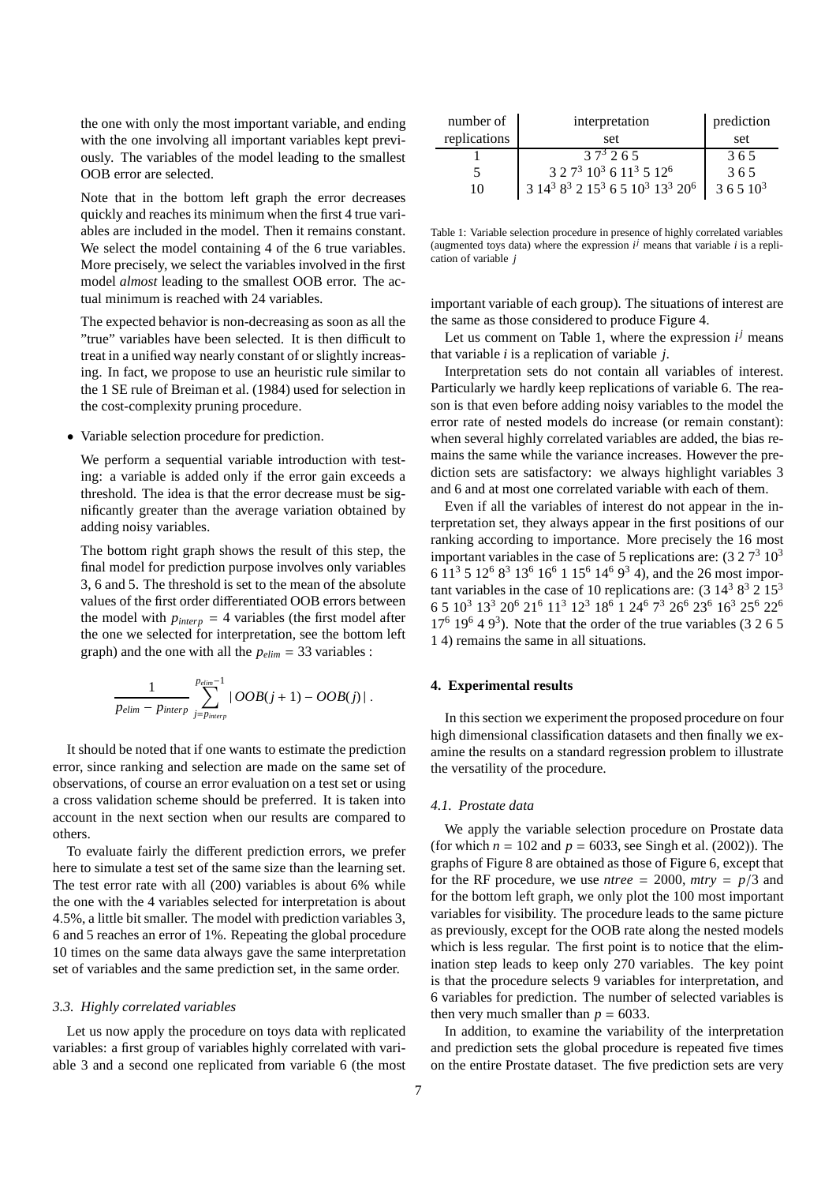the one with only the most important variable, and ending with the one involving all important variables kept previously. The variables of the model leading to the smallest OOB error are selected.

Note that in the bottom left graph the error decreases quickly and reaches its minimum when the first 4 true variables are included in the model. Then it remains constant. We select the model containing 4 of the 6 true variables. More precisely, we select the variables involved in the first model *almost* leading to the smallest OOB error. The actual minimum is reached with 24 variables.

The expected behavior is non-decreasing as soon as all the "true" variables have been selected. It is then difficult to treat in a unified way nearly constant of or slightly increasing. In fact, we propose to use an heuristic rule similar to the 1 SE rule of Breiman et al. (1984) used for selection in the cost-complexity pruning procedure.

- Variable selection procedure for prediction.

  We perform a sequential variable introduction with testing: a variable is added only if the error gain exceeds a threshold. The idea is that the error decrease must be significantly greater than the average variation obtained by adding noisy variables.

  The bottom right graph shows the result of this step, the final model for prediction purpose involves only variables 3, 6 and 5. The threshold is set to the mean of the absolute values of the first order differentiated OOB errors between the model with $p_{interp} = 4$ variables (the first model after the one we selected for interpretation, see the bottom left graph) and the one with all the $p_{elim} = 33$ variables :

$$\frac{1}{p_{elim} - p_{interp}} \sum_{j=p_{interp}}^{p_{elim}-1} | \, OOB(j+1) - OOB(j) \, | \, .$$

It should be noted that if one wants to estimate the prediction error, since ranking and selection are made on the same set of observations, of course an error evaluation on a test set or using a cross validation scheme should be preferred. It is taken into account in the next section when our results are compared to others.

To evaluate fairly the different prediction errors, we prefer here to simulate a test set of the same size than the learning set. The test error rate with all (200) variables is about 6% while the one with the 4 variables selected for interpretation is about 4.5%, a little bit smaller. The model with prediction variables 3, 6 and 5 reaches an error of 1%. Repeating the global procedure 10 times on the same data always gave the same interpretation set of variables and the same prediction set, in the same order.

### *3.3. Highly correlated variables*

Let us now apply the procedure on toys data with replicated variables: a first group of variables highly correlated with variable 3 and a second one replicated from variable 6 (the most important variable of each group). The situations of interest are the same as those considered to produce Figure 4.

| number of replications | interpretation set | prediction set |
|---|---|---|
| 1 | $3\ 7^3\ 2\ 6\ 5$ | $3\ 6\ 5$ |
| 5 | $3\ 2\ 7^3\ 10^3\ 6\ 11^3\ 5\ 12^6$ | $3\ 6\ 5$ |
| 10 | $3\ 14^3\ 8^3\ 2\ 15^3\ 6\ 5\ 10^3\ 13^3\ 20^6$ | $3\ 6\ 5\ 10^3$ |

Table 1: Variable selection procedure in presence of highly correlated variables (augmented toys data) where the expression $i^j$ means that variable $i$ is a replication of variable $j$

Let us comment on Table 1, where the expression $i^j$ means that variable $i$ is a replication of variable $j$.

Interpretation sets do not contain all variables of interest. Particularly we hardly keep replications of variable 6. The reason is that even before adding noisy variables to the model the error rate of nested models do increase (or remain constant): when several highly correlated variables are added, the bias remains the same while the variance increases. However the prediction sets are satisfactory: we always highlight variables 3 and 6 and at most one correlated variable with each of them.

Even if all the variables of interest do not appear in the interpretation set, they always appear in the first positions of our ranking according to importance. More precisely the 16 most important variables in the case of 5 replications are: ($3\ 2\ 7^3\ 10^3\ 6\ 11^3\ 5\ 12^6\ 8^3\ 13^6\ 16^6\ 1\ 15^6\ 14^6\ 9^3\ 4$), and the 26 most important variables in the case of 10 replications are: ($3\ 14^3\ 8^3\ 2\ 15^3\ 6\ 5\ 10^3\ 13^3\ 20^6\ 21^6\ 11^3\ 12^3\ 18^6\ 1\ 24^6\ 7^3\ 26^6\ 23^6\ 16^3\ 25^6\ 22^6\ 17^6\ 19^6\ 4\ 9^3$). Note that the order of the true variables (3 2 6 5 1 4) remains the same in all situations.

## 4. Experimental results

In this section we experiment the proposed procedure on four high dimensional classification datasets and then finally we examine the results on a standard regression problem to illustrate the versatility of the procedure.

### *4.1. Prostate data*

We apply the variable selection procedure on Prostate data (for which $n = 102$ and $p = 6033$, see Singh et al. (2002)). The graphs of Figure 8 are obtained as those of Figure 6, except that for the RF procedure, we use $ntree = 2000$, $mtry = p/3$ and for the bottom left graph, we only plot the 100 most important variables for visibility. The procedure leads to the same picture as previously, except for the OOB rate along the nested models which is less regular. The first point is to notice that the elimination step leads to keep only 270 variables. The key point is that the procedure selects 9 variables for interpretation, and 6 variables for prediction. The number of selected variables is then very much smaller than $p = 6033$.

In addition, to examine the variability of the interpretation and prediction sets the global procedure is repeated five times on the entire Prostate dataset. The five prediction sets are very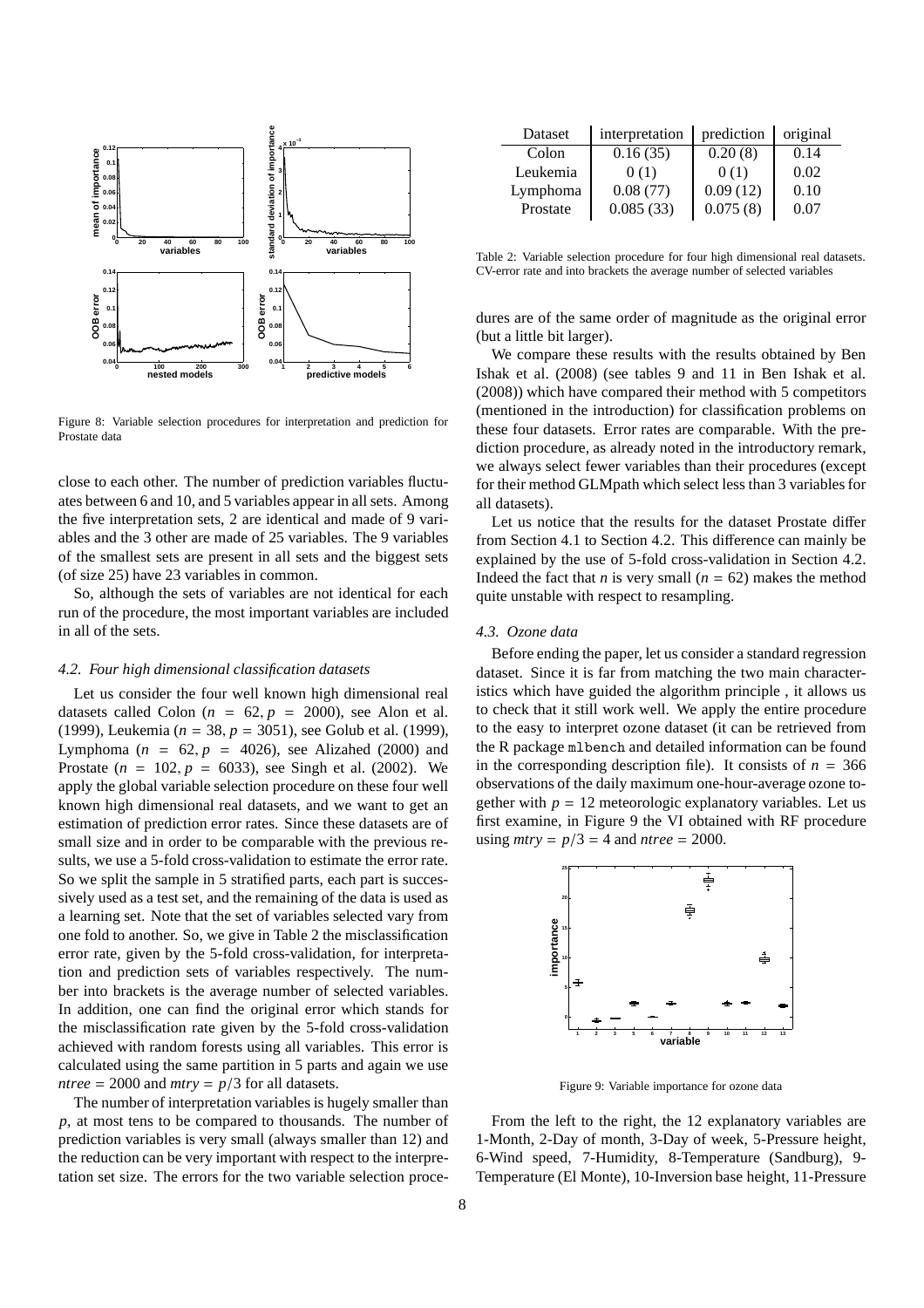Figure 8: Variable selection procedures for interpretation and prediction for Prostate data

close to each other. The number of prediction variables fluctuates between 6 and 10, and 5 variables appear in all sets. Among the five interpretation sets, 2 are identical and made of 9 variables and the 3 other are made of 25 variables. The 9 variables of the smallest sets are present in all sets and the biggest sets (of size 25) have 23 variables in common.

So, although the sets of variables are not identical for each run of the procedure, the most important variables are included in all of the sets.

### *4.2. Four high dimensional classification datasets*

Let us consider the four well known high dimensional real datasets called Colon ($n = 62, p = 2000$), see Alon et al. (1999), Leukemia ($n = 38, p = 3051$), see Golub et al. (1999), Lymphoma ($n = 62, p = 4026$), see Alizahed (2000) and Prostate ($n = 102, p = 6033$), see Singh et al. (2002). We apply the global variable selection procedure on these four well known high dimensional real datasets, and we want to get an estimation of prediction error rates. Since these datasets are of small size and in order to be comparable with the previous results, we use a 5-fold cross-validation to estimate the error rate. So we split the sample in 5 stratified parts, each part is successively used as a test set, and the remaining of the data is used as a learning set. Note that the set of variables selected vary from one fold to another. So, we give in Table 2 the misclassification error rate, given by the 5-fold cross-validation, for interpretation and prediction sets of variables respectively. The number into brackets is the average number of selected variables. In addition, one can find the original error which stands for the misclassification rate given by the 5-fold cross-validation achieved with random forests using all variables. This error is calculated using the same partition in 5 parts and again we use $ntree = 2000$ and $mtry = p/3$ for all datasets.

The number of interpretation variables is hugely smaller than $p$, at most tens to be compared to thousands. The number of prediction variables is very small (always smaller than 12) and the reduction can be very important with respect to the interpretation set size. The errors for the two variable selection procedures are of the same order of magnitude as the original error (but a little bit larger).

| Dataset | interpretation | prediction | original |
|---|---|---|---|
| Colon | 0.16 (35) | 0.20 (8) | 0.14 |
| Leukemia | 0 (1) | 0 (1) | 0.02 |
| Lymphoma | 0.08 (77) | 0.09 (12) | 0.10 |
| Prostate | 0.085 (33) | 0.075 (8) | 0.07 |

Table 2: Variable selection procedure for four high dimensional real datasets. CV-error rate and into brackets the average number of selected variables

We compare these results with the results obtained by Ben Ishak et al. (2008) (see tables 9 and 11 in Ben Ishak et al. (2008)) which have compared their method with 5 competitors (mentioned in the introduction) for classification problems on these four datasets. Error rates are comparable. With the prediction procedure, as already noted in the introductory remark, we always select fewer variables than their procedures (except for their method GLMpath which select less than 3 variables for all datasets).

Let us notice that the results for the dataset Prostate differ from Section 4.1 to Section 4.2. This difference can mainly be explained by the use of 5-fold cross-validation in Section 4.2. Indeed the fact that $n$ is very small ($n = 62$) makes the method quite unstable with respect to resampling.

### *4.3. Ozone data*

Before ending the paper, let us consider a standard regression dataset. Since it is far from matching the two main characteristics which have guided the algorithm principle , it allows us to check that it still work well. We apply the entire procedure to the easy to interpret ozone dataset (it can be retrieved from the R package `mlbench` and detailed information can be found in the corresponding description file). It consists of $n = 366$ observations of the daily maximum one-hour-average ozone together with $p = 12$ meteorologic explanatory variables. Let us first examine, in Figure 9 the VI obtained with RF procedure using $mtry = p/3 = 4$ and $ntree = 2000$.

Figure 9: Variable importance for ozone data

From the left to the right, the 12 explanatory variables are 1-Month, 2-Day of month, 3-Day of week, 5-Pressure height, 6-Wind speed, 7-Humidity, 8-Temperature (Sandburg), 9-Temperature (El Monte), 10-Inversion base height, 11-Pressure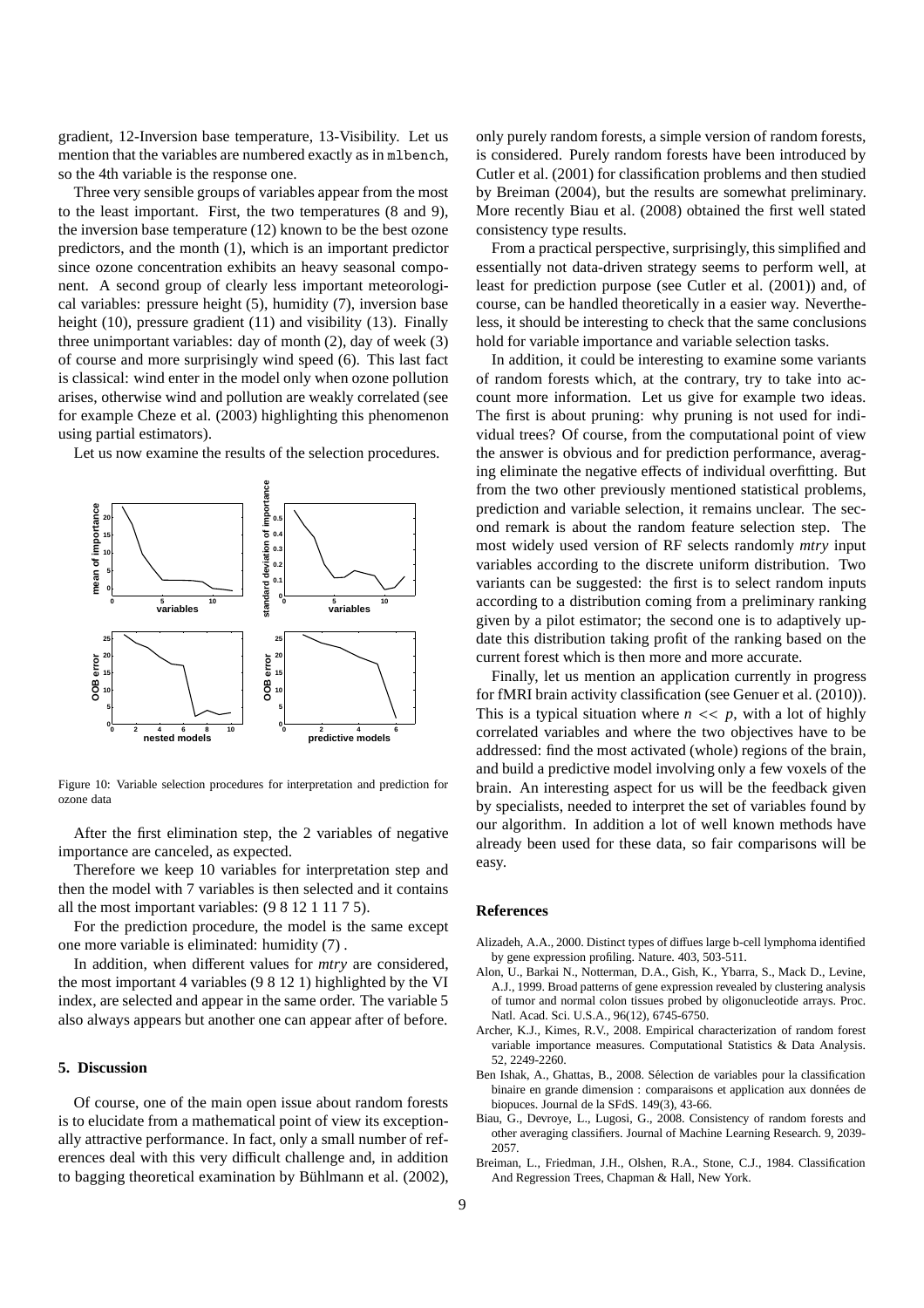gradient, 12-Inversion base temperature, 13-Visibility. Let us mention that the variables are numbered exactly as in `mlbench`, so the 4th variable is the response one.

Three very sensible groups of variables appear from the most to the least important. First, the two temperatures (8 and 9), the inversion base temperature (12) known to be the best ozone predictors, and the month (1), which is an important predictor since ozone concentration exhibits an heavy seasonal component. A second group of clearly less important meteorological variables: pressure height (5), humidity (7), inversion base height (10), pressure gradient (11) and visibility (13). Finally three unimportant variables: day of month (2), day of week (3) of course and more surprisingly wind speed (6). This last fact is classical: wind enter in the model only when ozone pollution arises, otherwise wind and pollution are weakly correlated (see for example Cheze et al. (2003) highlighting this phenomenon using partial estimators).

Let us now examine the results of the selection procedures.

Figure 10: Variable selection procedures for interpretation and prediction for ozone data

After the first elimination step, the 2 variables of negative importance are canceled, as expected.

Therefore we keep 10 variables for interpretation step and then the model with 7 variables is then selected and it contains all the most important variables: (9 8 12 1 11 7 5).

For the prediction procedure, the model is the same except one more variable is eliminated: humidity (7) .

In addition, when different values for *mtry* are considered, the most important 4 variables (9 8 12 1) highlighted by the VI index, are selected and appear in the same order. The variable 5 also always appears but another one can appear after of before.

## 5. Discussion

Of course, one of the main open issue about random forests is to elucidate from a mathematical point of view its exceptionally attractive performance. In fact, only a small number of references deal with this very difficult challenge and, in addition to bagging theoretical examination by Bühlmann et al. (2002), only purely random forests, a simple version of random forests, is considered. Purely random forests have been introduced by Cutler et al. (2001) for classification problems and then studied by Breiman (2004), but the results are somewhat preliminary. More recently Biau et al. (2008) obtained the first well stated consistency type results.

From a practical perspective, surprisingly, this simplified and essentially not data-driven strategy seems to perform well, at least for prediction purpose (see Cutler et al. (2001)) and, of course, can be handled theoretically in a easier way. Nevertheless, it should be interesting to check that the same conclusions hold for variable importance and variable selection tasks.

In addition, it could be interesting to examine some variants of random forests which, at the contrary, try to take into account more information. Let us give for example two ideas. The first is about pruning: why pruning is not used for individual trees? Of course, from the computational point of view the answer is obvious and for prediction performance, averaging eliminate the negative effects of individual overfitting. But from the two other previously mentioned statistical problems, prediction and variable selection, it remains unclear. The second remark is about the random feature selection step. The most widely used version of RF selects randomly *mtry* input variables according to the discrete uniform distribution. Two variants can be suggested: the first is to select random inputs according to a distribution coming from a preliminary ranking given by a pilot estimator; the second one is to adaptively update this distribution taking profit of the ranking based on the current forest which is then more and more accurate.

Finally, let us mention an application currently in progress for fMRI brain activity classification (see Genuer et al. (2010)). This is a typical situation where $n << p$, with a lot of highly correlated variables and where the two objectives have to be addressed: find the most activated (whole) regions of the brain, and build a predictive model involving only a few voxels of the brain. An interesting aspect for us will be the feedback given by specialists, needed to interpret the set of variables found by our algorithm. In addition a lot of well known methods have already been used for these data, so fair comparisons will be easy.

## References

Alizadeh, A.A., 2000. Distinct types of diffues large b-cell lymphoma identified by gene expression profiling. Nature. 403, 503-511.

Alon, U., Barkai N., Notterman, D.A., Gish, K., Ybarra, S., Mack D., Levine, A.J., 1999. Broad patterns of gene expression revealed by clustering analysis of tumor and normal colon tissues probed by oligonucleotide arrays. Proc. Natl. Acad. Sci. U.S.A., 96(12), 6745-6750.

Archer, K.J., Kimes, R.V., 2008. Empirical characterization of random forest variable importance measures. Computational Statistics & Data Analysis. 52, 2249-2260.

Ben Ishak, A., Ghattas, B., 2008. Sélection de variables pour la classification binaire en grande dimension : comparaisons et application aux données de biopuces. Journal de la SFdS. 149(3), 43-66.

Biau, G., Devroye, L., Lugosi, G., 2008. Consistency of random forests and other averaging classifiers. Journal of Machine Learning Research. 9, 2039-2057.

Breiman, L., Friedman, J.H., Olshen, R.A., Stone, C.J., 1984. Classification And Regression Trees, Chapman & Hall, New York.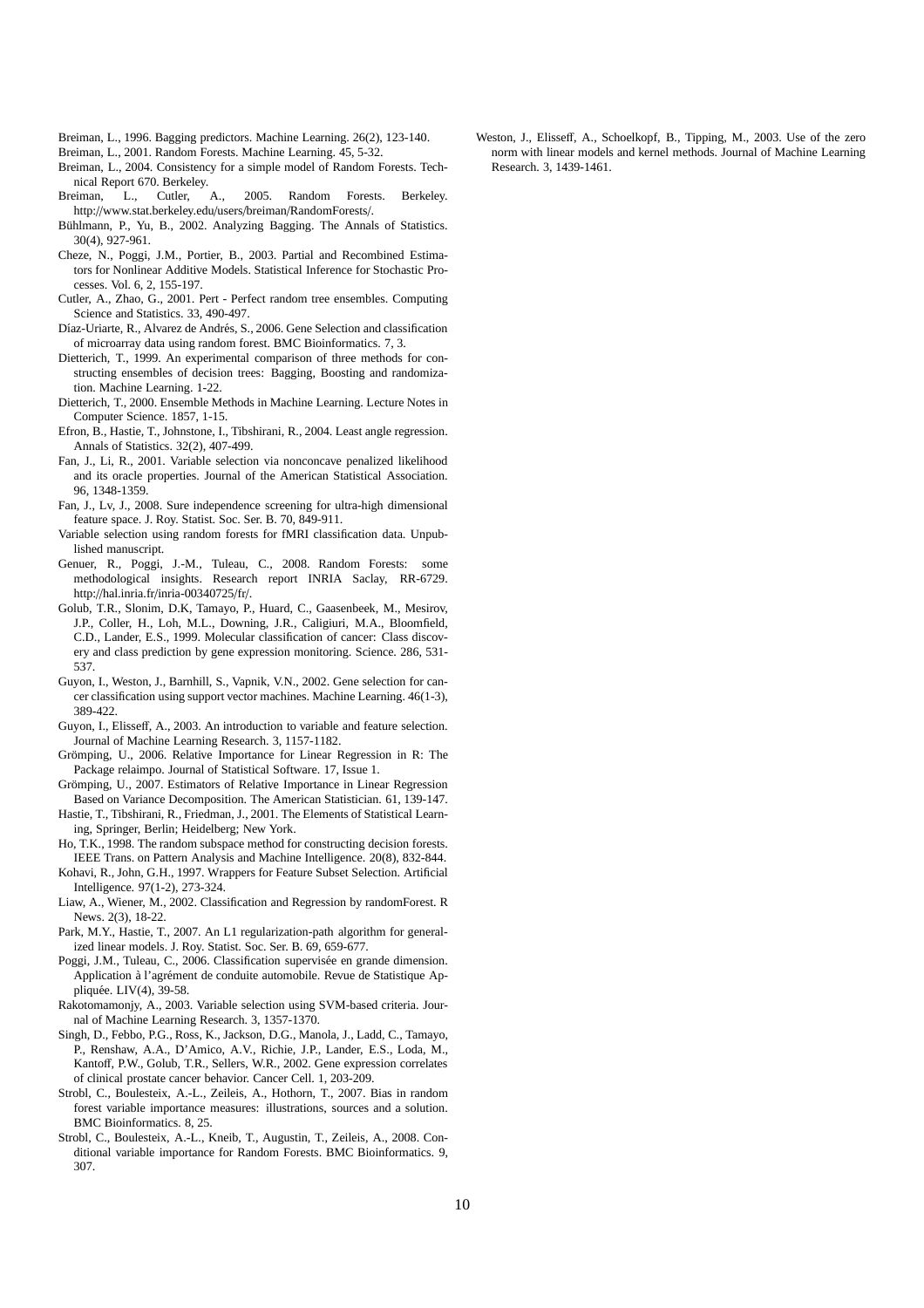Breiman, L., 1996. Bagging predictors. Machine Learning. 26(2), 123-140.

Breiman, L., 2001. Random Forests. Machine Learning. 45, 5-32.

Breiman, L., 2004. Consistency for a simple model of Random Forests. Technical Report 670. Berkeley.

Breiman, L., Cutler, A., 2005. Random Forests. Berkeley. http://www.stat.berkeley.edu/users/breiman/RandomForests/.

Bühlmann, P., Yu, B., 2002. Analyzing Bagging. The Annals of Statistics. 30(4), 927-961.

Cheze, N., Poggi, J.M., Portier, B., 2003. Partial and Recombined Estimators for Nonlinear Additive Models. Statistical Inference for Stochastic Processes. Vol. 6, 2, 155-197.

Cutler, A., Zhao, G., 2001. Pert - Perfect random tree ensembles. Computing Science and Statistics. 33, 490-497.

Díaz-Uriarte, R., Alvarez de Andrés, S., 2006. Gene Selection and classification of microarray data using random forest. BMC Bioinformatics. 7, 3.

Dietterich, T., 1999. An experimental comparison of three methods for constructing ensembles of decision trees: Bagging, Boosting and randomization. Machine Learning. 1-22.

Dietterich, T., 2000. Ensemble Methods in Machine Learning. Lecture Notes in Computer Science. 1857, 1-15.

Efron, B., Hastie, T., Johnstone, I., Tibshirani, R., 2004. Least angle regression. Annals of Statistics. 32(2), 407-499.

Fan, J., Li, R., 2001. Variable selection via nonconcave penalized likelihood and its oracle properties. Journal of the American Statistical Association. 96, 1348-1359.

Fan, J., Lv, J., 2008. Sure independence screening for ultra-high dimensional feature space. J. Roy. Statist. Soc. Ser. B. 70, 849-911.

Variable selection using random forests for fMRI classification data. Unpublished manuscript.

Genuer, R., Poggi, J.-M., Tuleau, C., 2008. Random Forests: some methodological insights. Research report INRIA Saclay, RR-6729. http://hal.inria.fr/inria-00340725/fr/.

Golub, T.R., Slonim, D.K, Tamayo, P., Huard, C., Gaasenbeek, M., Mesirov, J.P., Coller, H., Loh, M.L., Downing, J.R., Caligiuri, M.A., Bloomfield, C.D., Lander, E.S., 1999. Molecular classification of cancer: Class discovery and class prediction by gene expression monitoring. Science. 286, 531-537.

Guyon, I., Weston, J., Barnhill, S., Vapnik, V.N., 2002. Gene selection for cancer classification using support vector machines. Machine Learning. 46(1-3), 389-422.

Guyon, I., Elisseff, A., 2003. An introduction to variable and feature selection. Journal of Machine Learning Research. 3, 1157-1182.

Grömping, U., 2006. Relative Importance for Linear Regression in R: The Package relaimpo. Journal of Statistical Software. 17, Issue 1.

Grömping, U., 2007. Estimators of Relative Importance in Linear Regression Based on Variance Decomposition. The American Statistician. 61, 139-147.

Hastie, T., Tibshirani, R., Friedman, J., 2001. The Elements of Statistical Learning, Springer, Berlin; Heidelberg; New York.

Ho, T.K., 1998. The random subspace method for constructing decision forests. IEEE Trans. on Pattern Analysis and Machine Intelligence. 20(8), 832-844.

Kohavi, R., John, G.H., 1997. Wrappers for Feature Subset Selection. Artificial Intelligence. 97(1-2), 273-324.

Liaw, A., Wiener, M., 2002. Classification and Regression by randomForest. R News. 2(3), 18-22.

Park, M.Y., Hastie, T., 2007. An L1 regularization-path algorithm for generalized linear models. J. Roy. Statist. Soc. Ser. B. 69, 659-677.

Poggi, J.M., Tuleau, C., 2006. Classification supervisée en grande dimension. Application à l'agrément de conduite automobile. Revue de Statistique Appliquée. LIV(4), 39-58.

Rakotomamonjy, A., 2003. Variable selection using SVM-based criteria. Journal of Machine Learning Research. 3, 1357-1370.

Singh, D., Febbo, P.G., Ross, K., Jackson, D.G., Manola, J., Ladd, C., Tamayo, P., Renshaw, A.A., D'Amico, A.V., Richie, J.P., Lander, E.S., Loda, M., Kantoff, P.W., Golub, T.R., Sellers, W.R., 2002. Gene expression correlates of clinical prostate cancer behavior. Cancer Cell. 1, 203-209.

Strobl, C., Boulesteix, A.-L., Zeileis, A., Hothorn, T., 2007. Bias in random forest variable importance measures: illustrations, sources and a solution. BMC Bioinformatics. 8, 25.

Strobl, C., Boulesteix, A.-L., Kneib, T., Augustin, T., Zeileis, A., 2008. Conditional variable importance for Random Forests. BMC Bioinformatics. 9, 307.

Weston, J., Elisseff, A., Schoelkopf, B., Tipping, M., 2003. Use of the zero norm with linear models and kernel methods. Journal of Machine Learning Research. 3, 1439-1461.